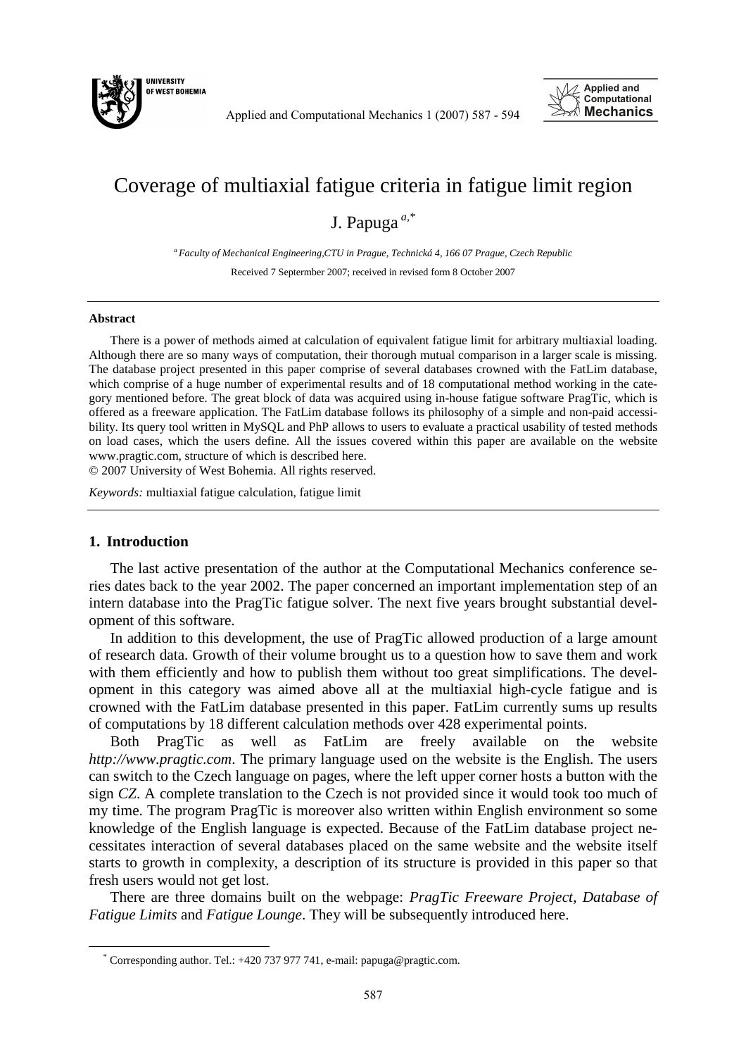// Coverage of multiaxial fatigue criteria in fatigue limit region

J. Papuga [a,*]

[a] Faculty of Mechanical Engineering,CTU in Prague, Technická 4, 166 07 Prague, Czech Republic

Received 7 Septermber 2007; received in revised form 8 October 2007

**Abstract**

There is a power of methods aimed at calculation of equivalent fatigue limit for arbitrary multiaxial loading. Although there are so many ways of computation, their thorough mutual comparison in a larger scale is missing. The database project presented in this paper comprise of several databases crowned with the FatLim database, which comprise of a huge number of experimental results and of 18 computational method working in the category mentioned before. The great block of data was acquired using in-house fatigue software PragTic, which is offered as a freeware application. The FatLim database follows its philosophy of a simple and non-paid accessibility. Its query tool written in MySQL and PhP allows to users to evaluate a practical usability of tested methods on load cases, which the users define. All the issues covered within this paper are available on the website www.pragtic.com, structure of which is described here.

© 2007 University of West Bohemia. All rights reserved.

*Keywords:* multiaxial fatigue calculation, fatigue limit

## 1. Introduction

The last active presentation of the author at the Computational Mechanics conference series dates back to the year 2002. The paper concerned an important implementation step of an intern database into the PragTic fatigue solver. The next five years brought substantial development of this software.

In addition to this development, the use of PragTic allowed production of a large amount of research data. Growth of their volume brought us to a question how to save them and work with them efficiently and how to publish them without too great simplifications. The development in this category was aimed above all at the multiaxial high-cycle fatigue and is crowned with the FatLim database presented in this paper. FatLim currently sums up results of computations by 18 different calculation methods over 428 experimental points.

Both PragTic as well as FatLim are freely available on the website *http://www.pragtic.com*. The primary language used on the website is the English. The users can switch to the Czech language on pages, where the left upper corner hosts a button with the sign *CZ*. A complete translation to the Czech is not provided since it would took too much of my time. The program PragTic is moreover also written within English environment so some knowledge of the English language is expected. Because of the FatLim database project necessitates interaction of several databases placed on the same website and the website itself starts to growth in complexity, a description of its structure is provided in this paper so that fresh users would not get lost.

There are three domains built on the webpage: *PragTic Freeware Project*, *Database of Fatigue Limits* and *Fatigue Lounge*. They will be subsequently introduced here.

[*] Corresponding author. Tel.: +420 737 977 741, e-mail: papuga@pragtic.com.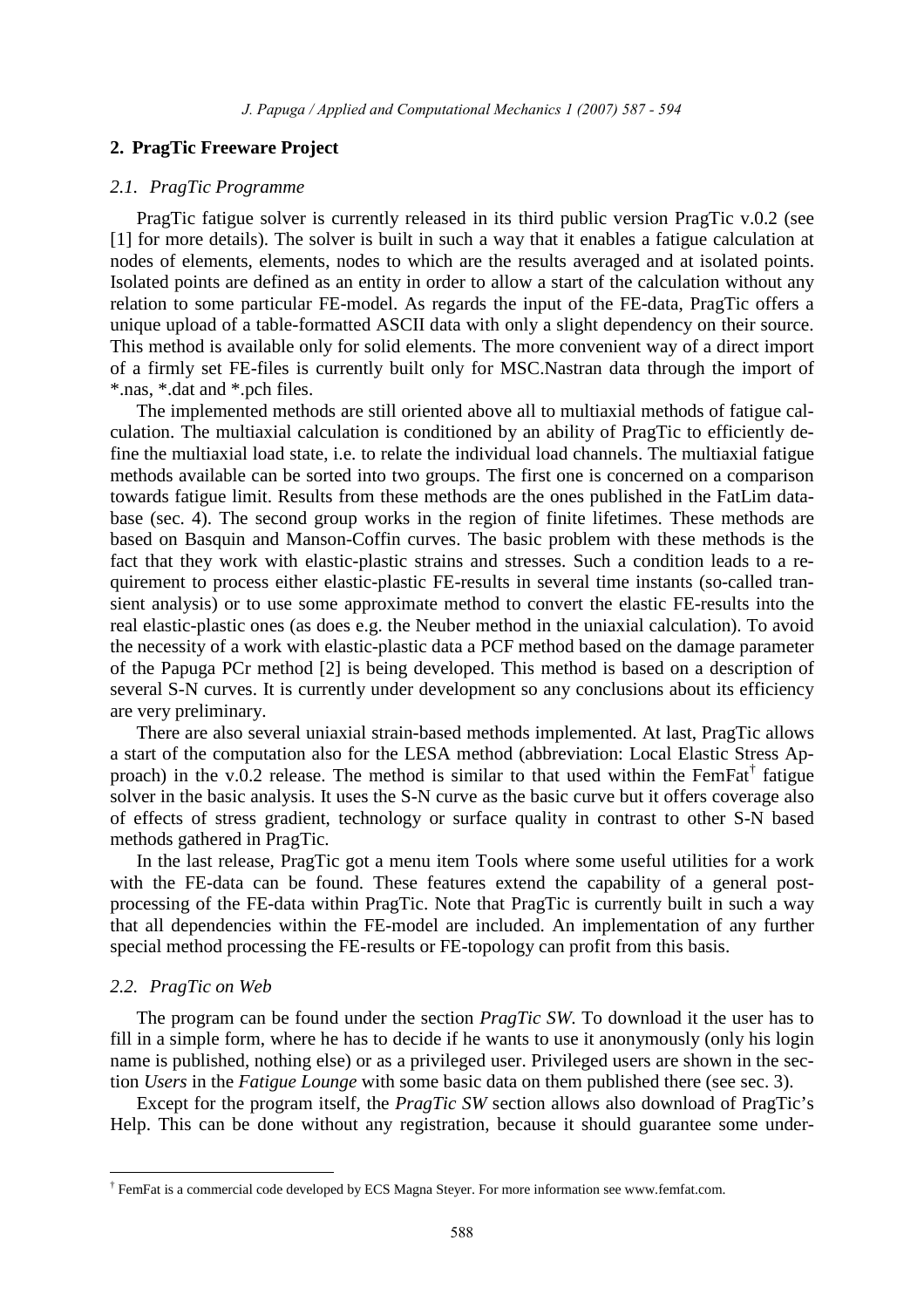## 2. PragTic Freeware Project

### *2.1. PragTic Programme*

PragTic fatigue solver is currently released in its third public version PragTic v.0.2 (see [1] for more details). The solver is built in such a way that it enables a fatigue calculation at nodes of elements, elements, nodes to which are the results averaged and at isolated points. Isolated points are defined as an entity in order to allow a start of the calculation without any relation to some particular FE-model. As regards the input of the FE-data, PragTic offers a unique upload of a table-formatted ASCII data with only a slight dependency on their source. This method is available only for solid elements. The more convenient way of a direct import of a firmly set FE-files is currently built only for MSC.Nastran data through the import of *.nas, *.dat and *.pch files.

The implemented methods are still oriented above all to multiaxial methods of fatigue calculation. The multiaxial calculation is conditioned by an ability of PragTic to efficiently define the multiaxial load state, i.e. to relate the individual load channels. The multiaxial fatigue methods available can be sorted into two groups. The first one is concerned on a comparison towards fatigue limit. Results from these methods are the ones published in the FatLim database (sec. 4). The second group works in the region of finite lifetimes. These methods are based on Basquin and Manson-Coffin curves. The basic problem with these methods is the fact that they work with elastic-plastic strains and stresses. Such a condition leads to a requirement to process either elastic-plastic FE-results in several time instants (so-called transient analysis) or to use some approximate method to convert the elastic FE-results into the real elastic-plastic ones (as does e.g. the Neuber method in the uniaxial calculation). To avoid the necessity of a work with elastic-plastic data a PCF method based on the damage parameter of the Papuga PCr method [2] is being developed. This method is based on a description of several S-N curves. It is currently under development so any conclusions about its efficiency are very preliminary.

There are also several uniaxial strain-based methods implemented. At last, PragTic allows a start of the computation also for the LESA method (abbreviation: Local Elastic Stress Approach) in the v.0.2 release. The method is similar to that used within the FemFat[†] fatigue solver in the basic analysis. It uses the S-N curve as the basic curve but it offers coverage also of effects of stress gradient, technology or surface quality in contrast to other S-N based methods gathered in PragTic.

In the last release, PragTic got a menu item Tools where some useful utilities for a work with the FE-data can be found. These features extend the capability of a general post-processing of the FE-data within PragTic. Note that PragTic is currently built in such a way that all dependencies within the FE-model are included. An implementation of any further special method processing the FE-results or FE-topology can profit from this basis.

### *2.2. PragTic on Web*

The program can be found under the section *PragTic SW*. To download it the user has to fill in a simple form, where he has to decide if he wants to use it anonymously (only his login name is published, nothing else) or as a privileged user. Privileged users are shown in the section *Users* in the *Fatigue Lounge* with some basic data on them published there (see sec. 3).

Except for the program itself, the *PragTic SW* section allows also download of PragTic's Help. This can be done without any registration, because it should guarantee some under-

---

[†] FemFat is a commercial code developed by ECS Magna Steyer. For more information see www.femfat.com.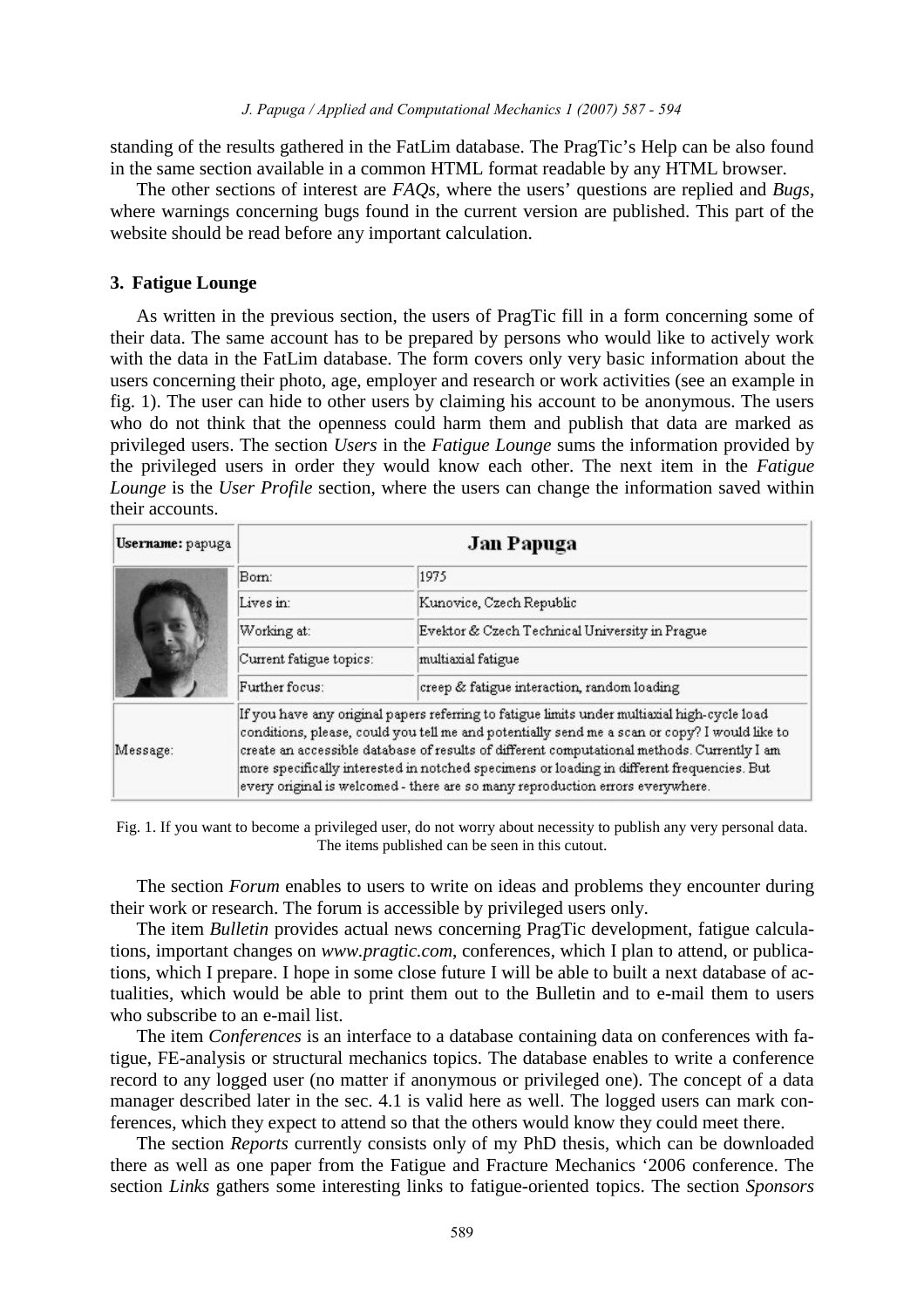standing of the results gathered in the FatLim database. The PragTic's Help can be also found in the same section available in a common HTML format readable by any HTML browser.

The other sections of interest are *FAQs*, where the users' questions are replied and *Bugs*, where warnings concerning bugs found in the current version are published. This part of the website should be read before any important calculation.

## 3. Fatigue Lounge

As written in the previous section, the users of PragTic fill in a form concerning some of their data. The same account has to be prepared by persons who would like to actively work with the data in the FatLim database. The form covers only very basic information about the users concerning their photo, age, employer and research or work activities (see an example in fig. 1). The user can hide to other users by claiming his account to be anonymous. The users who do not think that the openness could harm them and publish that data are marked as privileged users. The section *Users* in the *Fatigue Lounge* sums the information provided by the privileged users in order they would know each other. The next item in the *Fatigue Lounge* is the *User Profile* section, where the users can change the information saved within their accounts.

| **Username:** papuga | **Jan Papuga** | |
|---|---|---|
| | Born: | 1975 |
| | Lives in: | Kunovice, Czech Republic |
| | Working at: | Evektor & Czech Technical University in Prague |
| | Current fatigue topics: | multiaxial fatigue |
| | Further focus: | creep & fatigue interaction, random loading |
| Message: | If you have any original papers referring to fatigue limits under multiaxial high-cycle load conditions, please, could you tell me and potentially send me a scan or copy? I would like to create an accessible database of results of different computational methods. Currently I am more specifically interested in notched specimens or loading in different frequencies. But every original is welcomed - there are so many reproduction errors everywhere. | |

Fig. 1. If you want to become a privileged user, do not worry about necessity to publish any very personal data. The items published can be seen in this cutout.

The section *Forum* enables to users to write on ideas and problems they encounter during their work or research. The forum is accessible by privileged users only.

The item *Bulletin* provides actual news concerning PragTic development, fatigue calculations, important changes on *www.pragtic.com*, conferences, which I plan to attend, or publications, which I prepare. I hope in some close future I will be able to built a next database of actualities, which would be able to print them out to the Bulletin and to e-mail them to users who subscribe to an e-mail list.

The item *Conferences* is an interface to a database containing data on conferences with fatigue, FE-analysis or structural mechanics topics. The database enables to write a conference record to any logged user (no matter if anonymous or privileged one). The concept of a data manager described later in the sec. 4.1 is valid here as well. The logged users can mark conferences, which they expect to attend so that the others would know they could meet there.

The section *Reports* currently consists only of my PhD thesis, which can be downloaded there as well as one paper from the Fatigue and Fracture Mechanics '2006 conference. The section *Links* gathers some interesting links to fatigue-oriented topics. The section *Sponsors*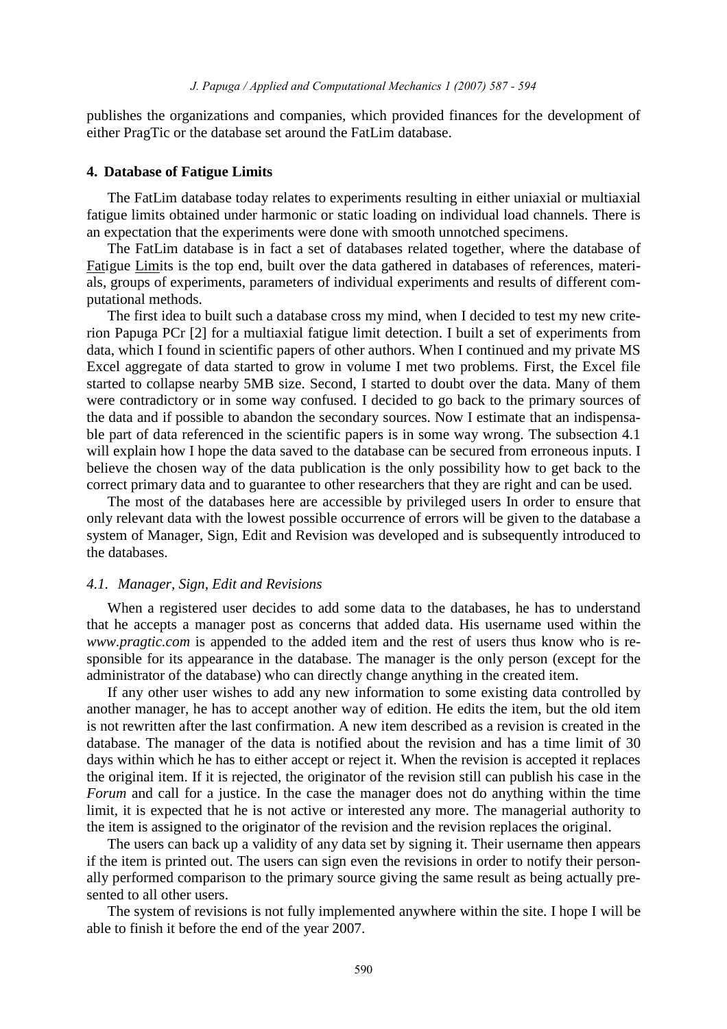publishes the organizations and companies, which provided finances for the development of either PragTic or the database set around the FatLim database.

## 4. Database of Fatigue Limits

The FatLim database today relates to experiments resulting in either uniaxial or multiaxial fatigue limits obtained under harmonic or static loading on individual load channels. There is an expectation that the experiments were done with smooth unnotched specimens.

The FatLim database is in fact a set of databases related together, where the database of Fatigue Limits is the top end, built over the data gathered in databases of references, materials, groups of experiments, parameters of individual experiments and results of different computational methods.

The first idea to built such a database cross my mind, when I decided to test my new criterion Papuga PCr [2] for a multiaxial fatigue limit detection. I built a set of experiments from data, which I found in scientific papers of other authors. When I continued and my private MS Excel aggregate of data started to grow in volume I met two problems. First, the Excel file started to collapse nearby 5MB size. Second, I started to doubt over the data. Many of them were contradictory or in some way confused. I decided to go back to the primary sources of the data and if possible to abandon the secondary sources. Now I estimate that an indispensable part of data referenced in the scientific papers is in some way wrong. The subsection 4.1 will explain how I hope the data saved to the database can be secured from erroneous inputs. I believe the chosen way of the data publication is the only possibility how to get back to the correct primary data and to guarantee to other researchers that they are right and can be used.

The most of the databases here are accessible by privileged users In order to ensure that only relevant data with the lowest possible occurrence of errors will be given to the database a system of Manager, Sign, Edit and Revision was developed and is subsequently introduced to the databases.

### *4.1. Manager, Sign, Edit and Revisions*

When a registered user decides to add some data to the databases, he has to understand that he accepts a manager post as concerns that added data. His username used within the *www.pragtic.com* is appended to the added item and the rest of users thus know who is responsible for its appearance in the database. The manager is the only person (except for the administrator of the database) who can directly change anything in the created item.

If any other user wishes to add any new information to some existing data controlled by another manager, he has to accept another way of edition. He edits the item, but the old item is not rewritten after the last confirmation. A new item described as a revision is created in the database. The manager of the data is notified about the revision and has a time limit of 30 days within which he has to either accept or reject it. When the revision is accepted it replaces the original item. If it is rejected, the originator of the revision still can publish his case in the *Forum* and call for a justice. In the case the manager does not do anything within the time limit, it is expected that he is not active or interested any more. The managerial authority to the item is assigned to the originator of the revision and the revision replaces the original.

The users can back up a validity of any data set by signing it. Their username then appears if the item is printed out. The users can sign even the revisions in order to notify their personally performed comparison to the primary source giving the same result as being actually presented to all other users.

The system of revisions is not fully implemented anywhere within the site. I hope I will be able to finish it before the end of the year 2007.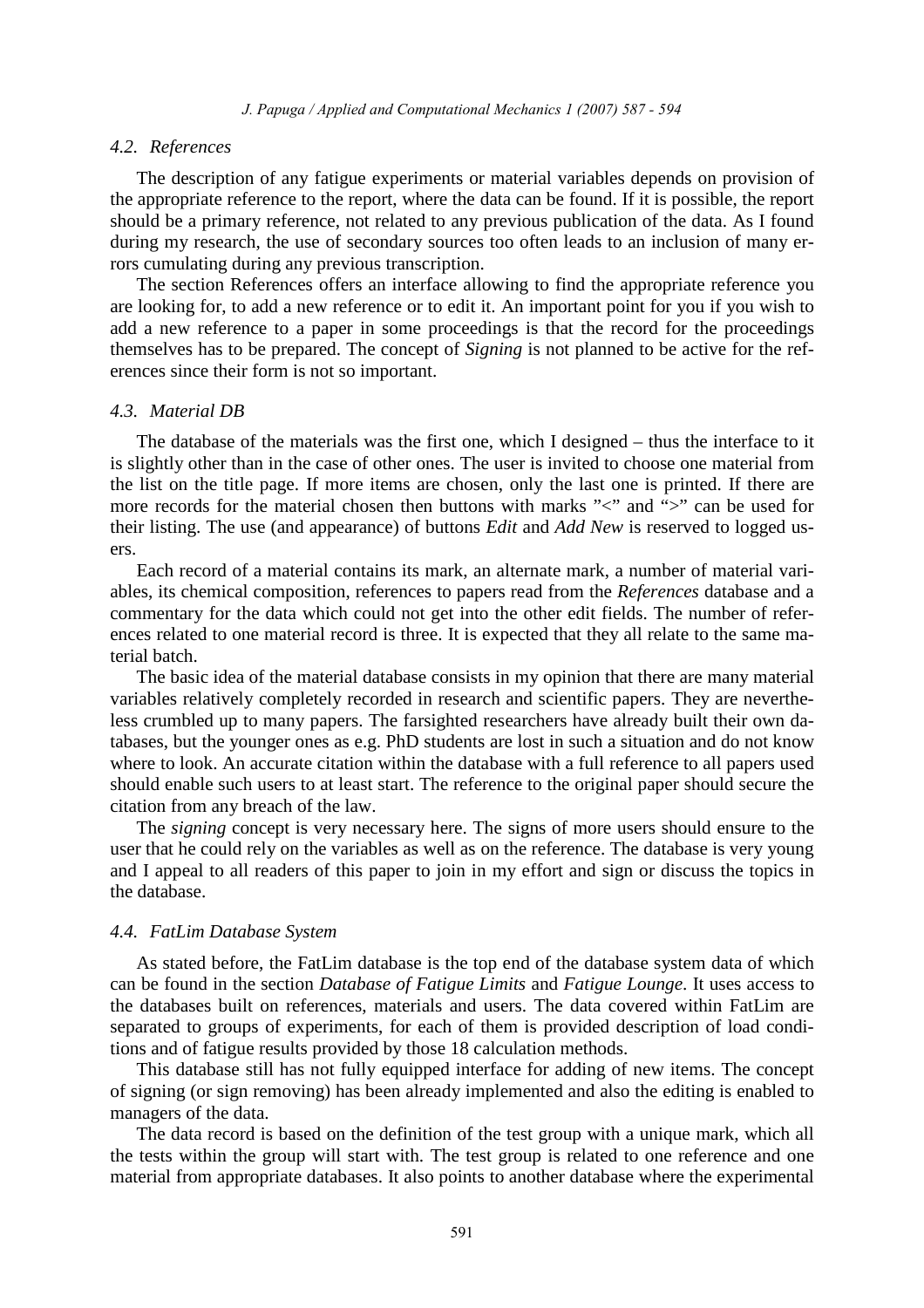### *4.2. References*

The description of any fatigue experiments or material variables depends on provision of the appropriate reference to the report, where the data can be found. If it is possible, the report should be a primary reference, not related to any previous publication of the data. As I found during my research, the use of secondary sources too often leads to an inclusion of many errors cumulating during any previous transcription.

The section References offers an interface allowing to find the appropriate reference you are looking for, to add a new reference or to edit it. An important point for you if you wish to add a new reference to a paper in some proceedings is that the record for the proceedings themselves has to be prepared. The concept of *Signing* is not planned to be active for the references since their form is not so important.

### *4.3. Material DB*

The database of the materials was the first one, which I designed – thus the interface to it is slightly other than in the case of other ones. The user is invited to choose one material from the list on the title page. If more items are chosen, only the last one is printed. If there are more records for the material chosen then buttons with marks "<" and ">" can be used for their listing. The use (and appearance) of buttons *Edit* and *Add New* is reserved to logged users.

Each record of a material contains its mark, an alternate mark, a number of material variables, its chemical composition, references to papers read from the *References* database and a commentary for the data which could not get into the other edit fields. The number of references related to one material record is three. It is expected that they all relate to the same material batch.

The basic idea of the material database consists in my opinion that there are many material variables relatively completely recorded in research and scientific papers. They are nevertheless crumbled up to many papers. The farsighted researchers have already built their own databases, but the younger ones as e.g. PhD students are lost in such a situation and do not know where to look. An accurate citation within the database with a full reference to all papers used should enable such users to at least start. The reference to the original paper should secure the citation from any breach of the law.

The *signing* concept is very necessary here. The signs of more users should ensure to the user that he could rely on the variables as well as on the reference. The database is very young and I appeal to all readers of this paper to join in my effort and sign or discuss the topics in the database.

### *4.4. FatLim Database System*

As stated before, the FatLim database is the top end of the database system data of which can be found in the section *Database of Fatigue Limits* and *Fatigue Lounge*. It uses access to the databases built on references, materials and users. The data covered within FatLim are separated to groups of experiments, for each of them is provided description of load conditions and of fatigue results provided by those 18 calculation methods.

This database still has not fully equipped interface for adding of new items. The concept of signing (or sign removing) has been already implemented and also the editing is enabled to managers of the data.

The data record is based on the definition of the test group with a unique mark, which all the tests within the group will start with. The test group is related to one reference and one material from appropriate databases. It also points to another database where the experimental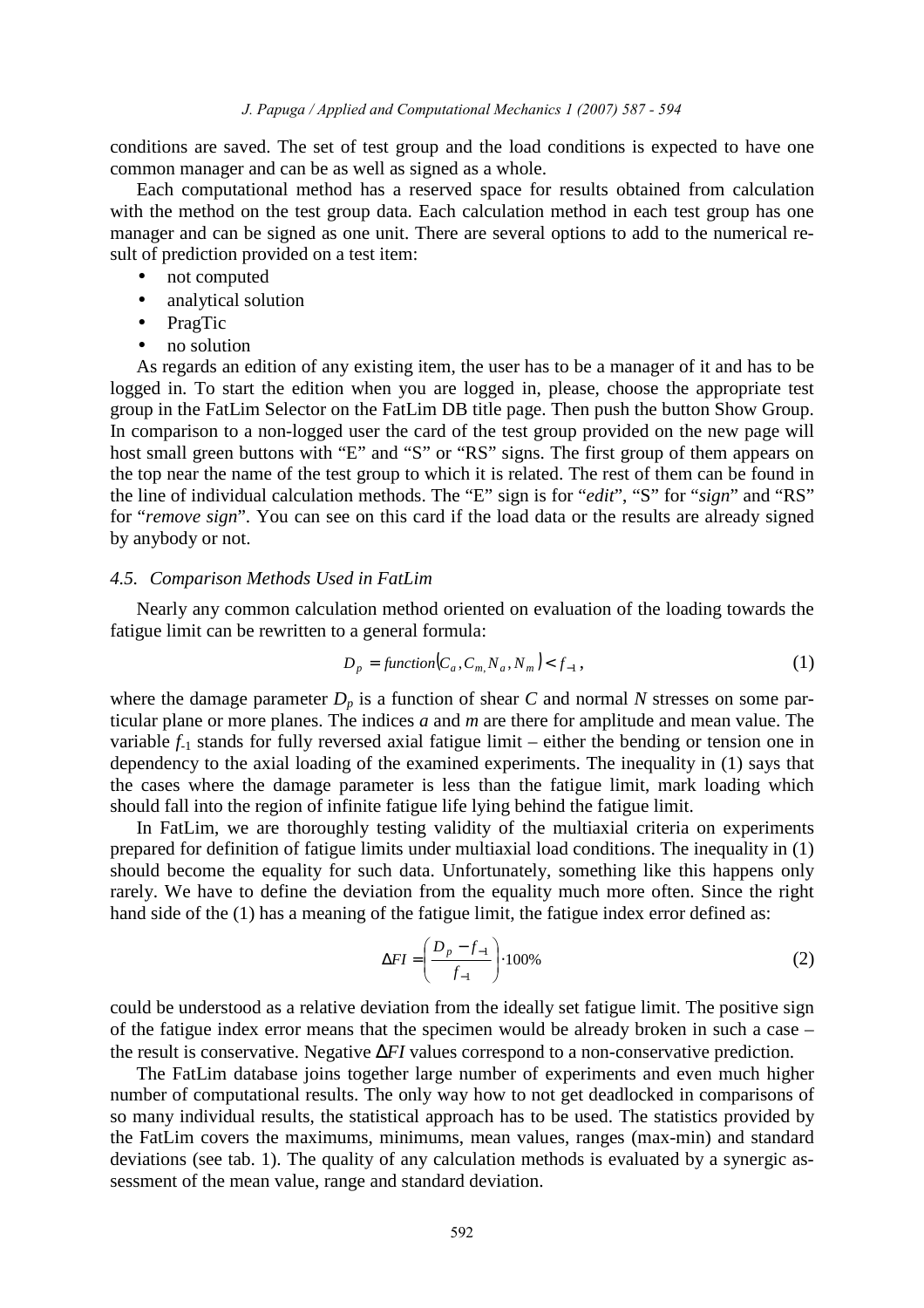conditions are saved. The set of test group and the load conditions is expected to have one common manager and can be as well as signed as a whole.

Each computational method has a reserved space for results obtained from calculation with the method on the test group data. Each calculation method in each test group has one manager and can be signed as one unit. There are several options to add to the numerical result of prediction provided on a test item:

- not computed
- analytical solution
- PragTic
- no solution

As regards an edition of any existing item, the user has to be a manager of it and has to be logged in. To start the edition when you are logged in, please, choose the appropriate test group in the FatLim Selector on the FatLim DB title page. Then push the button Show Group. In comparison to a non-logged user the card of the test group provided on the new page will host small green buttons with "E" and "S" or "RS" signs. The first group of them appears on the top near the name of the test group to which it is related. The rest of them can be found in the line of individual calculation methods. The "E" sign is for "*edit*", "S" for "*sign*" and "RS" for "*remove sign*". You can see on this card if the load data or the results are already signed by anybody or not.

### *4.5. Comparison Methods Used in FatLim*

Nearly any common calculation method oriented on evaluation of the loading towards the fatigue limit can be rewritten to a general formula:

$$D_p = function(C_a, C_m, N_a, N_m) < f_{-1}, \tag{1}$$

where the damage parameter $D_p$ is a function of shear $C$ and normal $N$ stresses on some particular plane or more planes. The indices $a$ and $m$ are there for amplitude and mean value. The variable $f_{-1}$ stands for fully reversed axial fatigue limit – either the bending or tension one in dependency to the axial loading of the examined experiments. The inequality in (1) says that the cases where the damage parameter is less than the fatigue limit, mark loading which should fall into the region of infinite fatigue life lying behind the fatigue limit.

In FatLim, we are thoroughly testing validity of the multiaxial criteria on experiments prepared for definition of fatigue limits under multiaxial load conditions. The inequality in (1) should become the equality for such data. Unfortunately, something like this happens only rarely. We have to define the deviation from the equality much more often. Since the right hand side of the (1) has a meaning of the fatigue limit, the fatigue index error defined as:

$$\Delta FI = \left( \frac{D_p - f_{-1}}{f_{-1}} \right) \cdot 100\% \tag{2}$$

could be understood as a relative deviation from the ideally set fatigue limit. The positive sign of the fatigue index error means that the specimen would be already broken in such a case – the result is conservative. Negative $\Delta FI$ values correspond to a non-conservative prediction.

The FatLim database joins together large number of experiments and even much higher number of computational results. The only way how to not get deadlocked in comparisons of so many individual results, the statistical approach has to be used. The statistics provided by the FatLim covers the maximums, minimums, mean values, ranges (max-min) and standard deviations (see tab. 1). The quality of any calculation methods is evaluated by a synergic assessment of the mean value, range and standard deviation.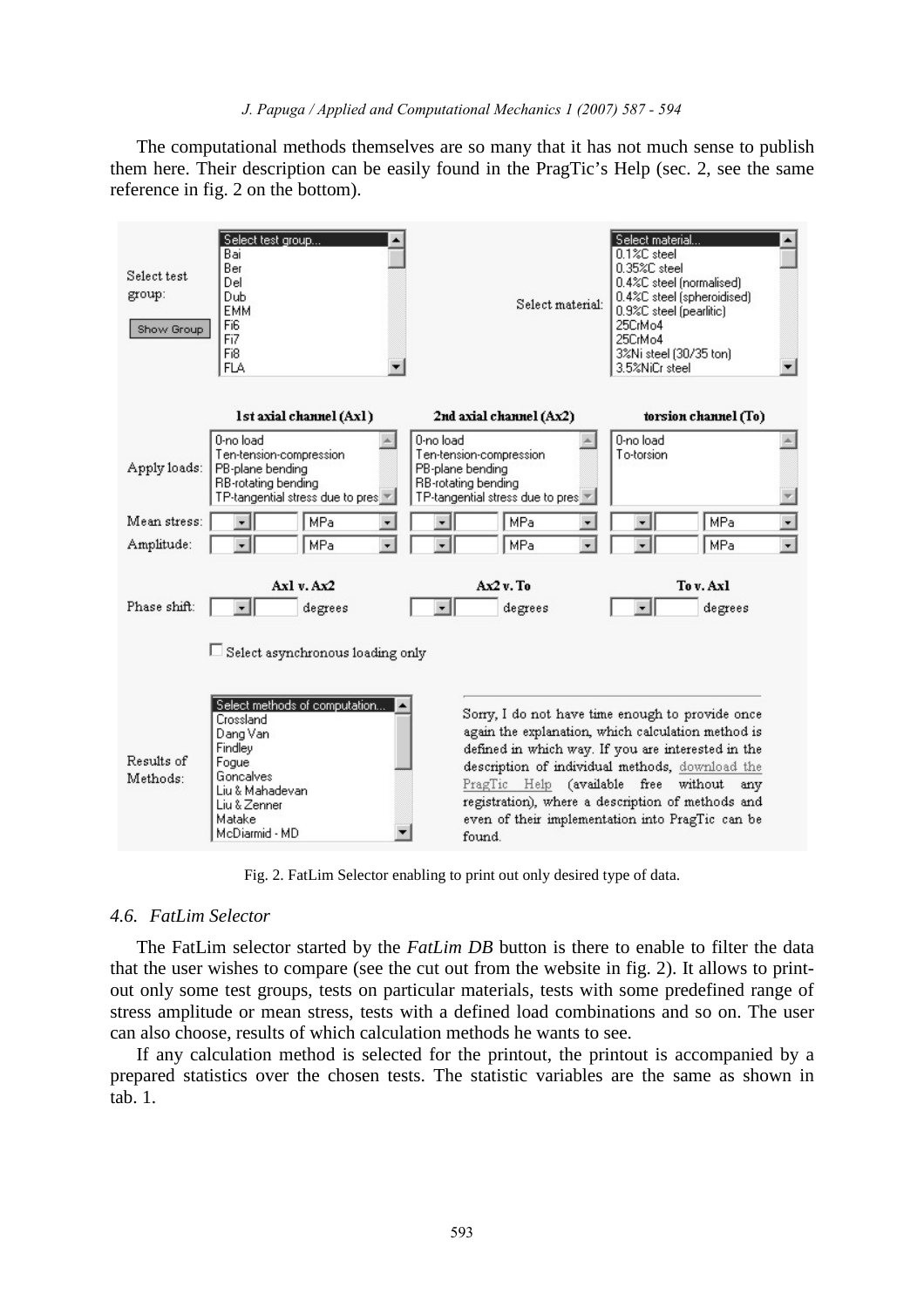The computational methods themselves are so many that it has not much sense to publish them here. Their description can be easily found in the PragTic's Help (sec. 2, see the same reference in fig. 2 on the bottom).

Fig. 2. FatLim Selector enabling to print out only desired type of data.

### 4.6. *FatLim Selector*

The FatLim selector started by the *FatLim DB* button is there to enable to filter the data that the user wishes to compare (see the cut out from the website in fig. 2). It allows to print-out only some test groups, tests on particular materials, tests with some predefined range of stress amplitude or mean stress, tests with a defined load combinations and so on. The user can also choose, results of which calculation methods he wants to see.

If any calculation method is selected for the printout, the printout is accompanied by a prepared statistics over the chosen tests. The statistic variables are the same as shown in tab. 1.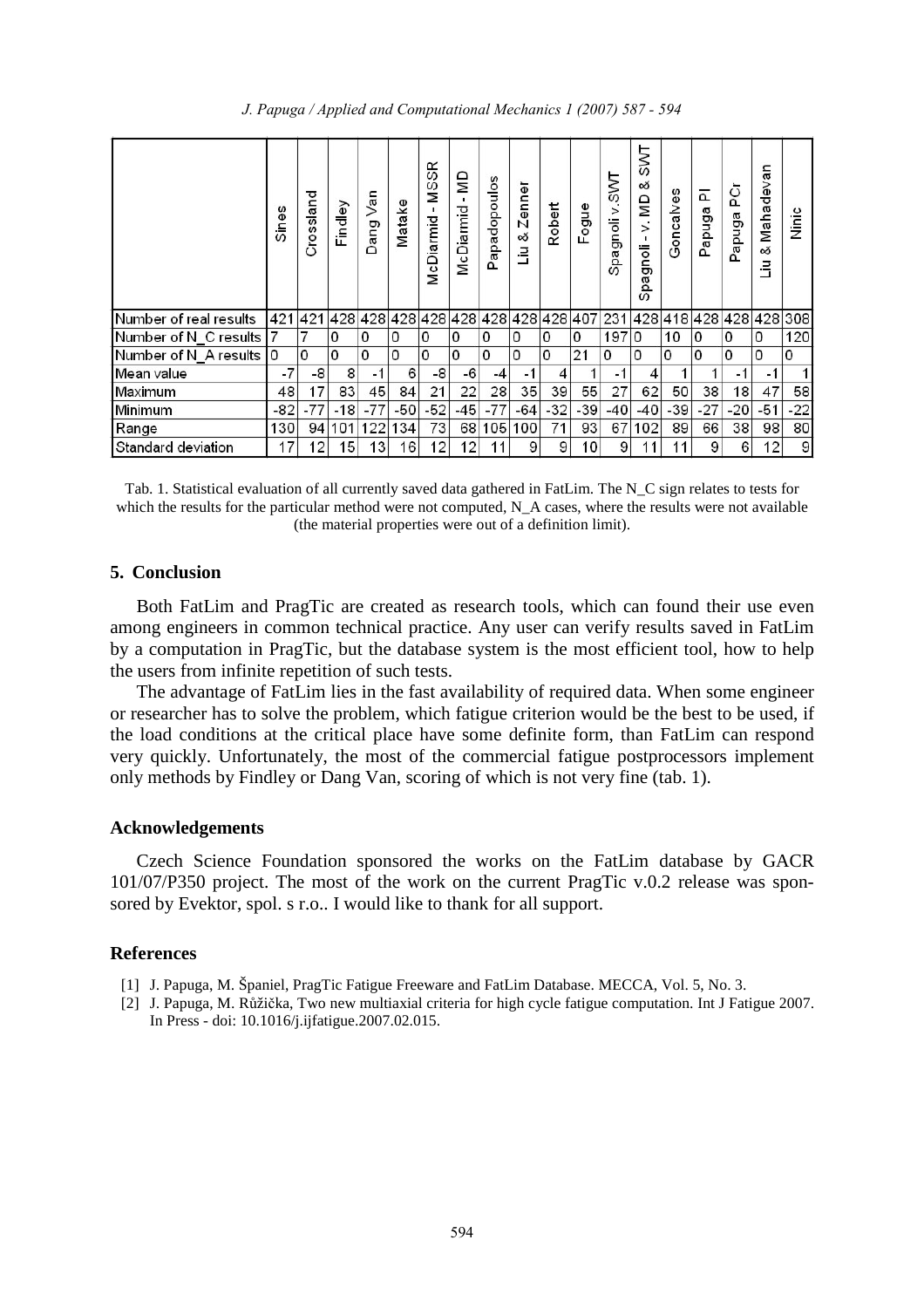| | Sines | Crossland | Findley | Dang Van | Matake | McDiarmid - MSSR | McDiarmid - MD | Papadopoulos | Liu & Zenner | Robert | Fogue | Spagnoli v.SWT | Spagnoli - v. MD & SWT | Goncalves | Papuga PI | Papuga PCr | Liu & Mahadevan | Ninic |
|---|---|---|---|---|---|---|---|---|---|---|---|---|---|---|---|---|---|---|
| Number of real results | 421 | 421 | 428 | 428 | 428 | 428 | 428 | 428 | 428 | 428 | 407 | 231 | 428 | 418 | 428 | 428 | 428 | 308 |
| Number of N_C results | 7 | 7 | 0 | 0 | 0 | 0 | 0 | 0 | 0 | 0 | 0 | 197 | 0 | 10 | 0 | 0 | 0 | 120 |
| Number of N_A results | 0 | 0 | 0 | 0 | 0 | 0 | 0 | 0 | 0 | 0 | 21 | 0 | 0 | 0 | 0 | 0 | 0 | 0 |
| Mean value | -7 | -8 | 8 | -1 | 6 | -8 | -6 | -4 | -1 | 4 | 1 | -1 | 4 | 1 | 1 | -1 | -1 | 1 |
| Maximum | 48 | 17 | 83 | 45 | 84 | 21 | 22 | 28 | 35 | 39 | 55 | 27 | 62 | 50 | 38 | 18 | 47 | 58 |
| Minimum | -82 | -77 | -18 | -77 | -50 | -52 | -45 | -77 | -64 | -32 | -39 | -40 | -40 | -39 | -27 | -20 | -51 | -22 |
| Range | 130 | 94 | 101 | 122 | 134 | 73 | 68 | 105 | 100 | 71 | 93 | 67 | 102 | 89 | 66 | 38 | 98 | 80 |
| Standard deviation | 17 | 12 | 15 | 13 | 16 | 12 | 12 | 11 | 9 | 9 | 10 | 9 | 11 | 11 | 9 | 6 | 12 | 9 |

Tab. 1. Statistical evaluation of all currently saved data gathered in FatLim. The N_C sign relates to tests for which the results for the particular method were not computed, N_A cases, where the results were not available (the material properties were out of a definition limit).

## 5. Conclusion

Both FatLim and PragTic are created as research tools, which can found their use even among engineers in common technical practice. Any user can verify results saved in FatLim by a computation in PragTic, but the database system is the most efficient tool, how to help the users from infinite repetition of such tests.

The advantage of FatLim lies in the fast availability of required data. When some engineer or researcher has to solve the problem, which fatigue criterion would be the best to be used, if the load conditions at the critical place have some definite form, than FatLim can respond very quickly. Unfortunately, the most of the commercial fatigue postprocessors implement only methods by Findley or Dang Van, scoring of which is not very fine (tab. 1).

### Acknowledgements

Czech Science Foundation sponsored the works on the FatLim database by GACR 101/07/P350 project. The most of the work on the current PragTic v.0.2 release was sponsored by Evektor, spol. s r.o.. I would like to thank for all support.

### References

[1] J. Papuga, M. Španiel, PragTic Fatigue Freeware and FatLim Database. MECCA, Vol. 5, No. 3.

[2] J. Papuga, M. Růžička, Two new multiaxial criteria for high cycle fatigue computation. Int J Fatigue 2007. In Press - doi: 10.1016/j.ijfatigue.2007.02.015.